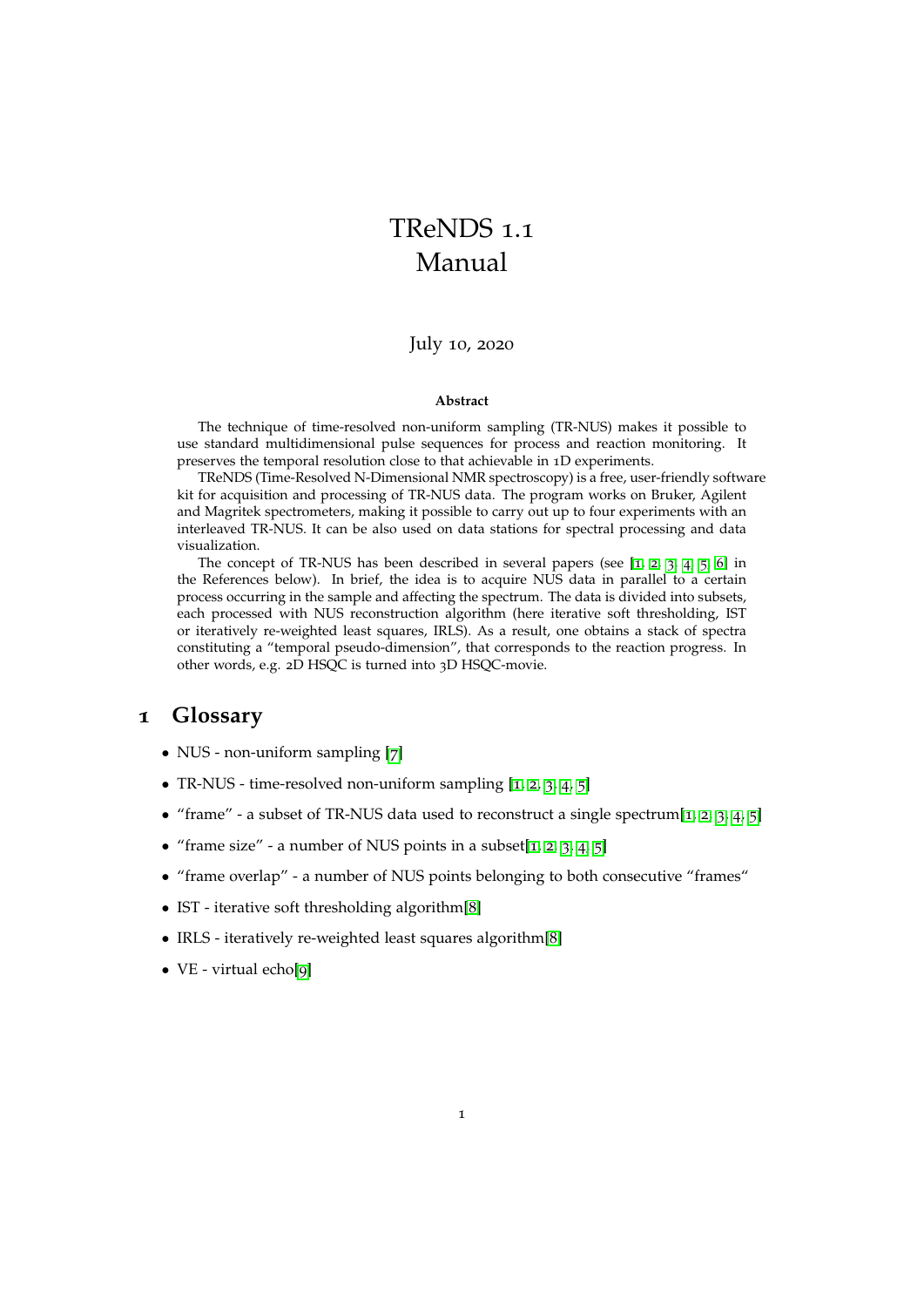# TReNDS 1.1
# Manual

July 10, 2020

**Abstract**

The technique of time-resolved non-uniform sampling (TR-NUS) makes it possible to use standard multidimensional pulse sequences for process and reaction monitoring. It preserves the temporal resolution close to that achievable in 1D experiments.

TReNDS (Time-Resolved N-Dimensional NMR spectroscopy) is a free, user-friendly software kit for acquisition and processing of TR-NUS data. The program works on Bruker, Agilent and Magritek spectrometers, making it possible to carry out up to four experiments with an interleaved TR-NUS. It can be also used on data stations for spectral processing and data visualization.

The concept of TR-NUS has been described in several papers (see [1, 2, 3, 4, 5, 6] in the References below). In brief, the idea is to acquire NUS data in parallel to a certain process occurring in the sample and affecting the spectrum. The data is divided into subsets, each processed with NUS reconstruction algorithm (here iterative soft thresholding, IST or iteratively re-weighted least squares, IRLS). As a result, one obtains a stack of spectra constituting a "temporal pseudo-dimension", that corresponds to the reaction progress. In other words, e.g. 2D HSQC is turned into 3D HSQC-movie.

## 1 Glossary

- NUS - non-uniform sampling [7]
- TR-NUS - time-resolved non-uniform sampling [1, 2, 3, 4, 5]
- "frame" - a subset of TR-NUS data used to reconstruct a single spectrum[1, 2, 3, 4, 5]
- "frame size" - a number of NUS points in a subset[1, 2, 3, 4, 5]
- "frame overlap" - a number of NUS points belonging to both consecutive "frames"
- IST - iterative soft thresholding algorithm[8]
- IRLS - iteratively re-weighted least squares algorithm[8]
- VE - virtual echo[9]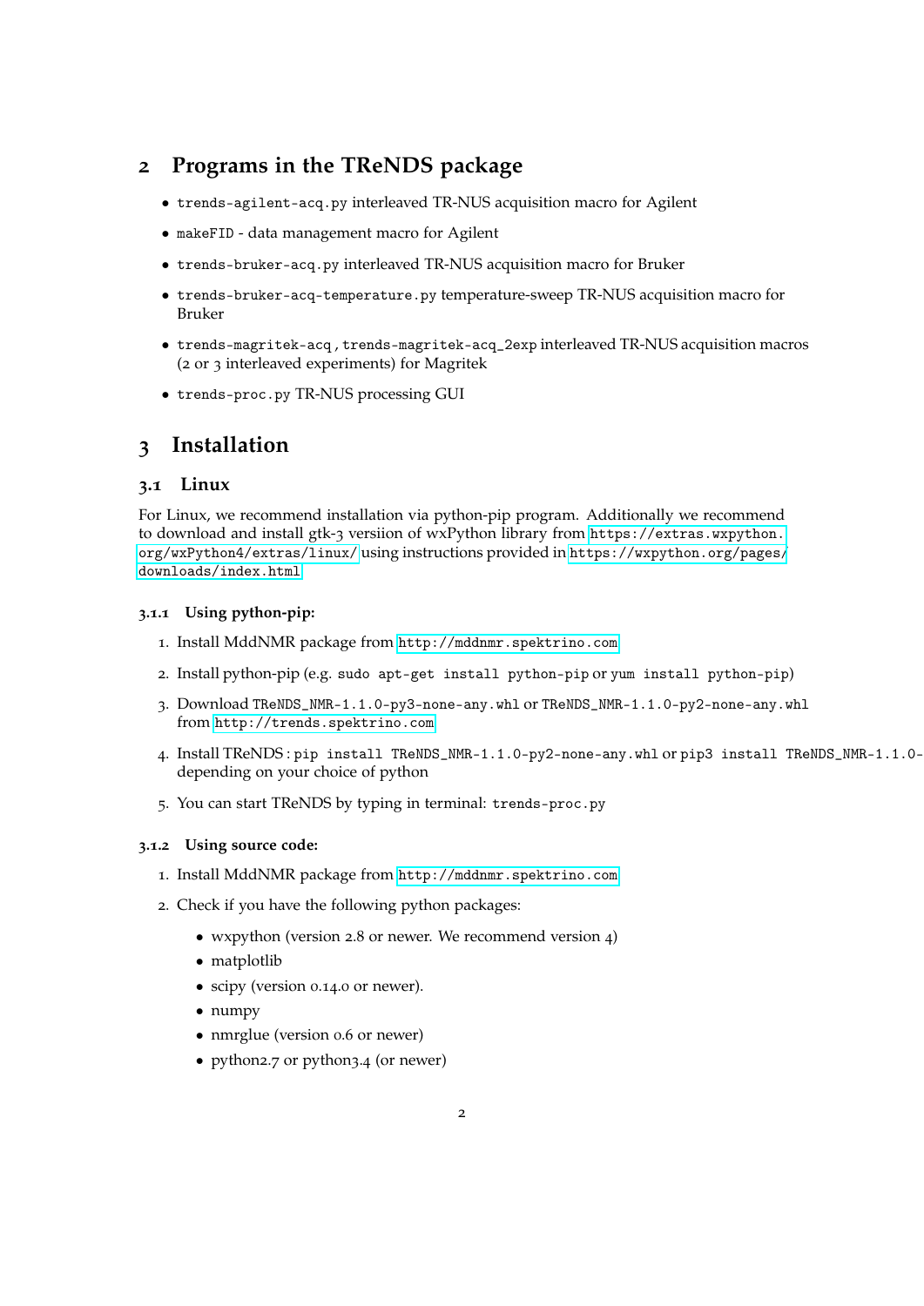## 2 Programs in the TReNDS package

- `trends-agilent-acq.py` interleaved TR-NUS acquisition macro for Agilent
- `makeFID` - data management macro for Agilent
- `trends-bruker-acq.py` interleaved TR-NUS acquisition macro for Bruker
- `trends-bruker-acq-temperature.py` temperature-sweep TR-NUS acquisition macro for Bruker
- `trends-magritek-acq`, `trends-magritek-acq_2exp` interleaved TR-NUS acquisition macros (2 or 3 interleaved experiments) for Magritek
- `trends-proc.py` TR-NUS processing GUI

## 3 Installation

### 3.1 Linux

For Linux, we recommend installation via python-pip program. Additionally we recommend to download and install gtk-3 versiion of wxPython library from https://extras.wxpython.org/wxPython4/extras/linux/ using instructions provided in https://wxpython.org/pages/downloads/index.html

#### 3.1.1 Using python-pip:

1. Install MddNMR package from http://mddnmr.spektrino.com
2. Install python-pip (e.g. `sudo apt-get install python-pip` or `yum install python-pip`)
3. Download `TReNDS_NMR-1.1.0-py3-none-any.whl` or `TReNDS_NMR-1.1.0-py2-none-any.whl` from http://trends.spektrino.com
4. Install TReNDS : `pip install TReNDS_NMR-1.1.0-py2-none-any.whl` or `pip3 install TReNDS_NMR-1.1.0-` depending on your choice of python
5. You can start TReNDS by typing in terminal: `trends-proc.py`

#### 3.1.2 Using source code:

1. Install MddNMR package from http://mddnmr.spektrino.com
2. Check if you have the following python packages:
   - wxpython (version 2.8 or newer. We recommend version 4)
   - matplotlib
   - scipy (version 0.14.0 or newer).
   - numpy
   - nmrglue (version 0.6 or newer)
   - python2.7 or python3.4 (or newer)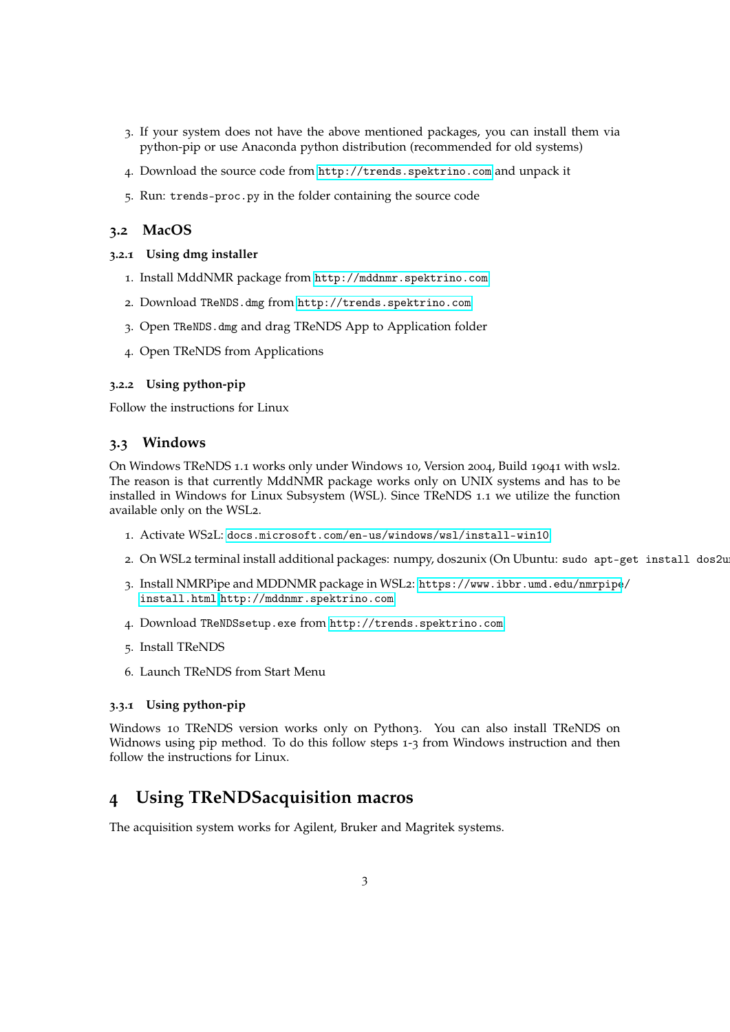3. If your system does not have the above mentioned packages, you can install them via python-pip or use Anaconda python distribution (recommended for old systems)
4. Download the source code from http://trends.spektrino.com and unpack it
5. Run: `trends-proc.py` in the folder containing the source code

## 3.2 MacOS

### 3.2.1 Using dmg installer

1. Install MddNMR package from http://mddnmr.spektrino.com
2. Download `TReNDS.dmg` from http://trends.spektrino.com
3. Open `TReNDS.dmg` and drag TReNDS App to Application folder
4. Open TReNDS from Applications

### 3.2.2 Using python-pip

Follow the instructions for Linux

## 3.3 Windows

On Windows TReNDS 1.1 works only under Windows 10, Version 2004, Build 19041 with wsl2. The reason is that currently MddNMR package works only on UNIX systems and has to be installed in Windows for Linux Subsystem (WSL). Since TReNDS 1.1 we utilize the function available only on the WSL2.

1. Activate WS2L: docs.microsoft.com/en-us/windows/wsl/install-win10
2. On WSL2 terminal install additional packages: numpy, dos2unix (On Ubuntu: `sudo apt-get install dos2u`
3. Install NMRPipe and MDDNMR package in WSL2: https://www.ibbr.umd.edu/nmrpipe/install.html http://mddnmr.spektrino.com
4. Download `TReNDSsetup.exe` from http://trends.spektrino.com
5. Install TReNDS
6. Launch TReNDS from Start Menu

### 3.3.1 Using python-pip

Windows 10 TReNDS version works only on Python3. You can also install TReNDS on Widnows using pip method. To do this follow steps 1-3 from Windows instruction and then follow the instructions for Linux.

# 4 Using TReNDSacquisition macros

The acquisition system works for Agilent, Bruker and Magritek systems.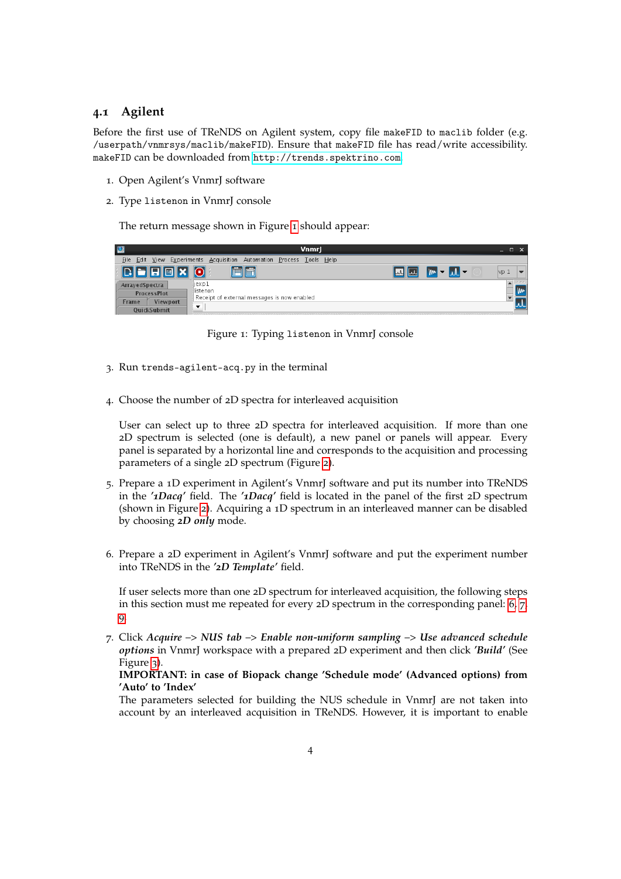## 4.1 Agilent

Before the first use of TReNDS on Agilent system, copy file `makeFID` to `maclib` folder (e.g. `/userpath/vnmrsys/maclib/makeFID`). Ensure that `makeFID` file has read/write accessibility. `makeFID` can be downloaded from http://trends.spektrino.com

1. Open Agilent's VnmrJ software

2. Type `listenon` in VnmrJ console

   The return message shown in Figure 1 should appear:

   Figure 1: Typing `listenon` in VnmrJ console

3. Run `trends-agilent-acq.py` in the terminal

4. Choose the number of 2D spectra for interleaved acquisition

   User can select up to three 2D spectra for interleaved acquisition. If more than one 2D spectrum is selected (one is default), a new panel or panels will appear. Every panel is separated by a horizontal line and corresponds to the acquisition and processing parameters of a single 2D spectrum (Figure 2).

5. Prepare a 1D experiment in Agilent's VnmrJ software and put its number into TReNDS in the ***'1Dacq'*** field. The ***'1Dacq'*** field is located in the panel of the first 2D spectrum (shown in Figure 2). Acquiring a 1D spectrum in an interleaved manner can be disabled by choosing ***2D only*** mode.

6. Prepare a 2D experiment in Agilent's VnmrJ software and put the experiment number into TReNDS in the ***'2D Template'*** field.

   If user selects more than one 2D spectrum for interleaved acquisition, the following steps in this section must me repeated for every 2D spectrum in the corresponding panel: 6, 7, 9.

7. Click ***Acquire*** –> ***NUS tab*** –> ***Enable non-uniform sampling*** –> ***Use advanced schedule options*** in VnmrJ workspace with a prepared 2D experiment and then click ***'Build'*** (See Figure 3).
   **IMPORTANT: in case of Biopack change 'Schedule mode' (Advanced options) from 'Auto' to 'Index'**
   The parameters selected for building the NUS schedule in VnmrJ are not taken into account by an interleaved acquisition in TReNDS. However, it is important to enable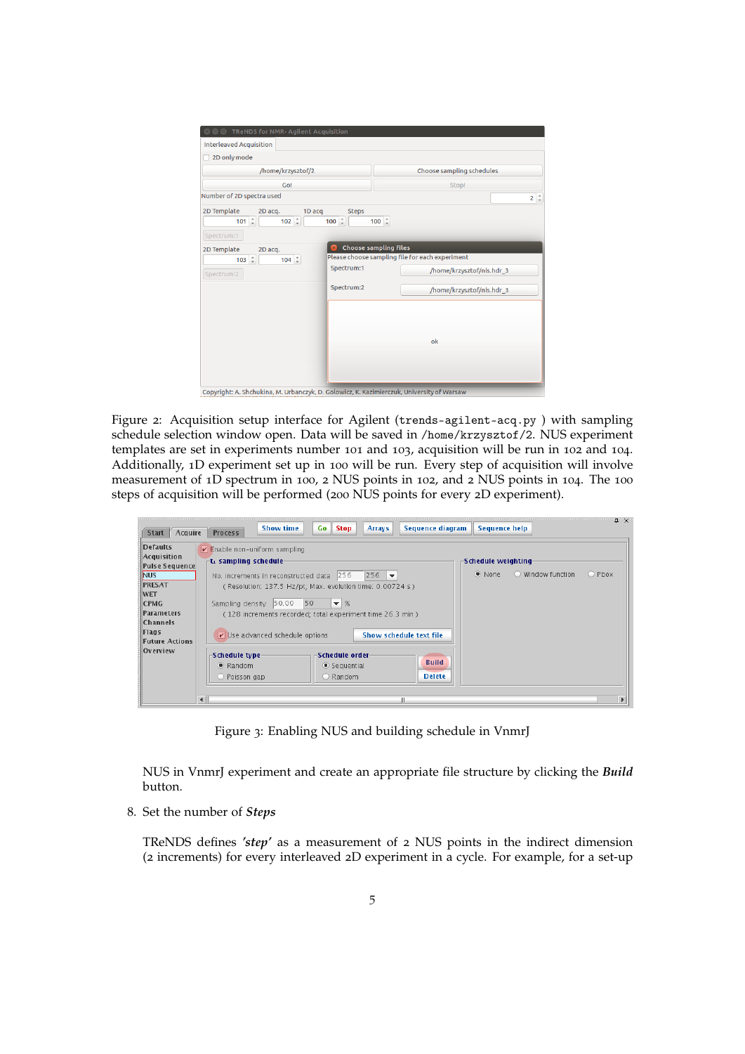Figure 2: Acquisition setup interface for Agilent (`trends-agilent-acq.py` ) with sampling schedule selection window open. Data will be saved in `/home/krzysztof/2`. NUS experiment templates are set in experiments number 101 and 103, acquisition will be run in 102 and 104. Additionally, 1D experiment set up in 100 will be run. Every step of acquisition will involve measurement of 1D spectrum in 100, 2 NUS points in 102, and 2 NUS points in 104. The 100 steps of acquisition will be performed (200 NUS points for every 2D experiment).

Figure 3: Enabling NUS and building schedule in VnmrJ

NUS in VnmrJ experiment and create an appropriate file structure by clicking the ***Build*** button.

8. Set the number of ***Steps***

   TReNDS defines ***'step'*** as a measurement of 2 NUS points in the indirect dimension (2 increments) for every interleaved 2D experiment in a cycle. For example, for a set-up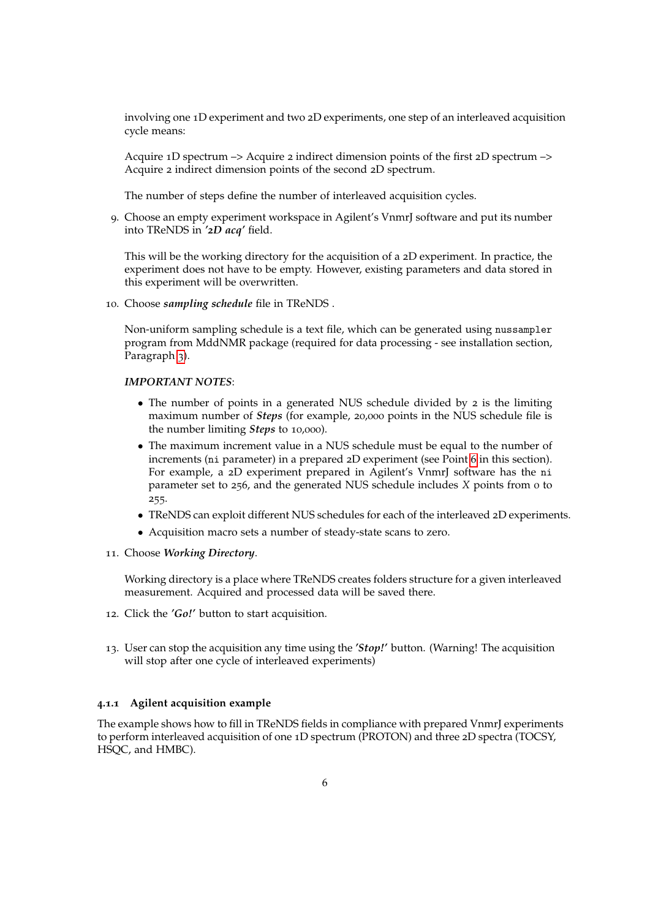involving one 1D experiment and two 2D experiments, one step of an interleaved acquisition cycle means:

Acquire 1D spectrum –> Acquire 2 indirect dimension points of the first 2D spectrum –> Acquire 2 indirect dimension points of the second 2D spectrum.

The number of steps define the number of interleaved acquisition cycles.

9. Choose an empty experiment workspace in Agilent's VnmrJ software and put its number into TReNDS in ***'2D acq'*** field.

   This will be the working directory for the acquisition of a 2D experiment. In practice, the experiment does not have to be empty. However, existing parameters and data stored in this experiment will be overwritten.

10. Choose ***sampling schedule*** file in TReNDS .

    Non-uniform sampling schedule is a text file, which can be generated using `nussampler` program from MddNMR package (required for data processing - see installation section, Paragraph 3).

    ***IMPORTANT NOTES***:

    - The number of points in a generated NUS schedule divided by 2 is the limiting maximum number of ***Steps*** (for example, 20,000 points in the NUS schedule file is the number limiting ***Steps*** to 10,000).
    - The maximum increment value in a NUS schedule must be equal to the number of increments (`ni` parameter) in a prepared 2D experiment (see Point 6 in this section). For example, a 2D experiment prepared in Agilent's VnmrJ software has the `ni` parameter set to 256, and the generated NUS schedule includes $X$ points from 0 to 255.
    - TReNDS can exploit different NUS schedules for each of the interleaved 2D experiments.
    - Acquisition macro sets a number of steady-state scans to zero.

11. Choose ***Working Directory***.

    Working directory is a place where TReNDS creates folders structure for a given interleaved measurement. Acquired and processed data will be saved there.

12. Click the ***'Go!'*** button to start acquisition.

13. User can stop the acquisition any time using the ***'Stop!'*** button. (Warning! The acquisition will stop after one cycle of interleaved experiments)

#### 4.1.1 Agilent acquisition example

The example shows how to fill in TReNDS fields in compliance with prepared VnmrJ experiments to perform interleaved acquisition of one 1D spectrum (PROTON) and three 2D spectra (TOCSY, HSQC, and HMBC).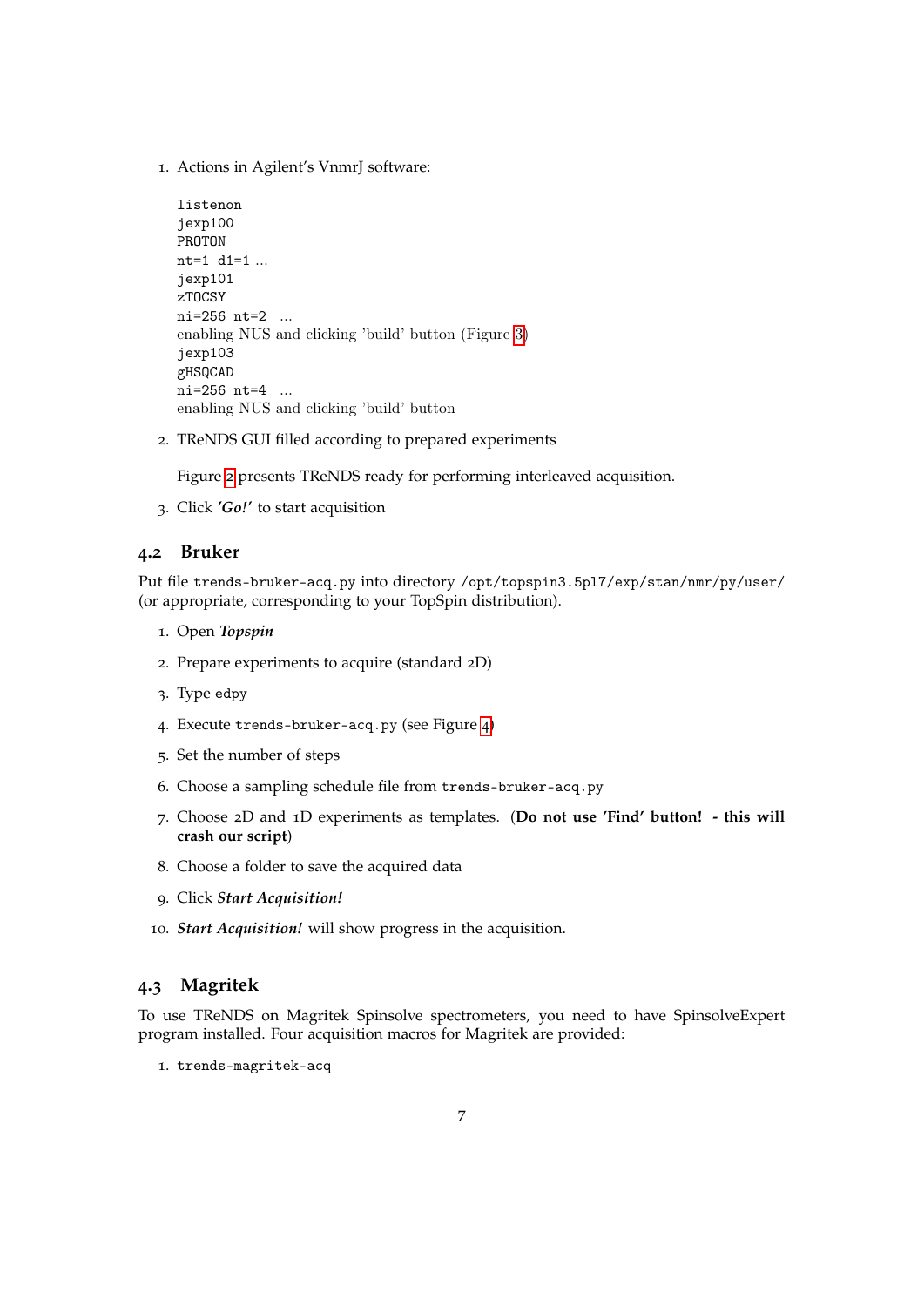1. Actions in Agilent's VnmrJ software:

   ```
   listenon
   jexp100
   PROTON
   nt=1 d1=1 ...
   jexp101
   zTOCSY
   ni=256 nt=2  ...
   ```
   enabling NUS and clicking 'build' button (Figure 3)
   ```
   jexp103
   gHSQCAD
   ni=256 nt=4  ...
   ```
   enabling NUS and clicking 'build' button

2. TReNDS GUI filled according to prepared experiments

   Figure 2 presents TReNDS ready for performing interleaved acquisition.

3. Click ***'Go!'*** to start acquisition

## 4.2 Bruker

Put file `trends-bruker-acq.py` into directory `/opt/topspin3.5pl7/exp/stan/nmr/py/user/` (or appropriate, corresponding to your TopSpin distribution).

1. Open ***Topspin***
2. Prepare experiments to acquire (standard 2D)
3. Type `edpy`
4. Execute `trends-bruker-acq.py` (see Figure 4)
5. Set the number of steps
6. Choose a sampling schedule file from `trends-bruker-acq.py`
7. Choose 2D and 1D experiments as templates. (**Do not use 'Find' button! - this will crash our script**)
8. Choose a folder to save the acquired data
9. Click ***Start Acquisition!***
10. ***Start Acquisition!*** will show progress in the acquisition.

## 4.3 Magritek

To use TReNDS on Magritek Spinsolve spectrometers, you need to have SpinsolveExpert program installed. Four acquisition macros for Magritek are provided:

1. `trends-magritek-acq`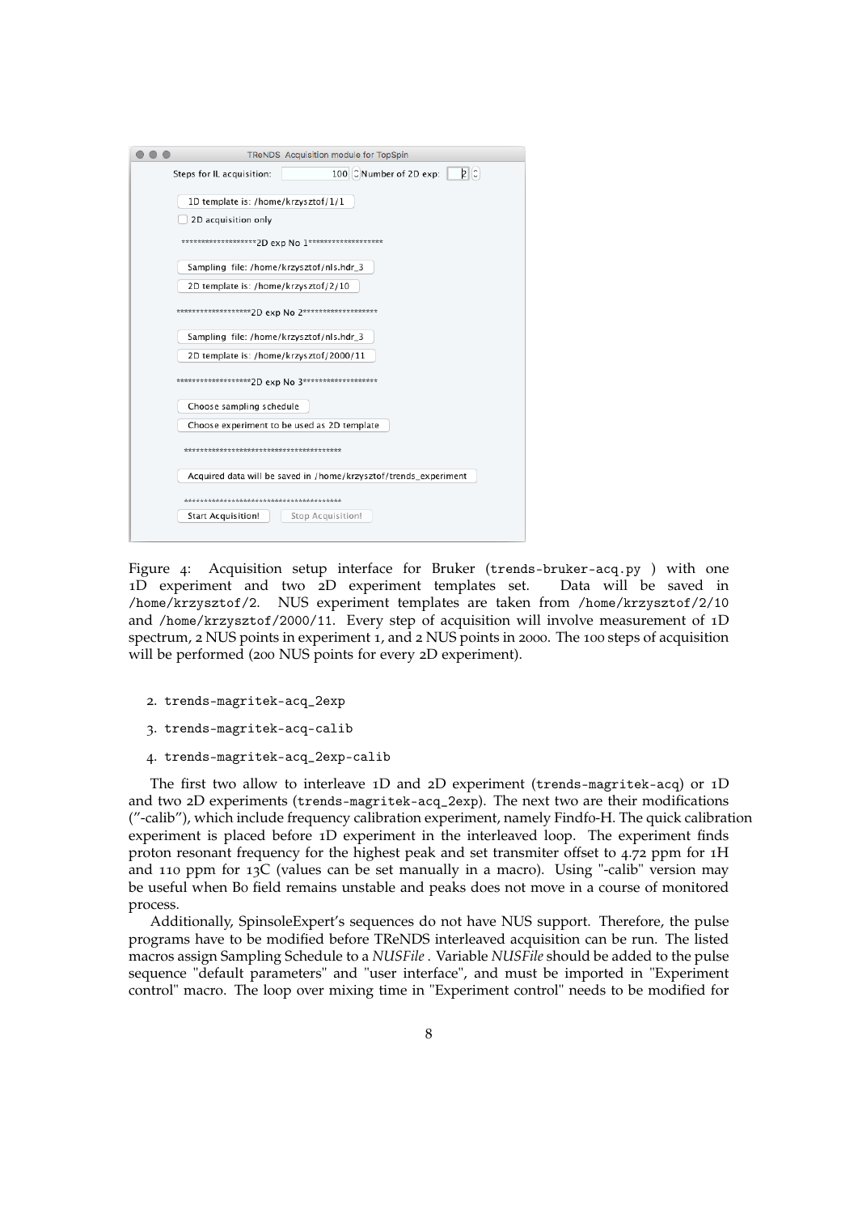Figure 4: Acquisition setup interface for Bruker (`trends-bruker-acq.py` ) with one 1D experiment and two 2D experiment templates set. Data will be saved in /home/krzysztof/2. NUS experiment templates are taken from /home/krzysztof/2/10 and /home/krzysztof/2000/11. Every step of acquisition will involve measurement of 1D spectrum, 2 NUS points in experiment 1, and 2 NUS points in 2000. The 100 steps of acquisition will be performed (200 NUS points for every 2D experiment).

2. `trends-magritek-acq_2exp`
3. `trends-magritek-acq-calib`
4. `trends-magritek-acq_2exp-calib`

The first two allow to interleave 1D and 2D experiment (`trends-magritek-acq`) or 1D and two 2D experiments (`trends-magritek-acq_2exp`). The next two are their modifications ("-calib"), which include frequency calibration experiment, namely Findfo-H. The quick calibration experiment is placed before 1D experiment in the interleaved loop. The experiment finds proton resonant frequency for the highest peak and set transmiter offset to 4.72 ppm for 1H and 110 ppm for 13C (values can be set manually in a macro). Using "-calib" version may be useful when B0 field remains unstable and peaks does not move in a course of monitored process.

Additionally, SpinsoleExpert's sequences do not have NUS support. Therefore, the pulse programs have to be modified before TReNDS interleaved acquisition can be run. The listed macros assign Sampling Schedule to a *NUSFile* . Variable *NUSFile* should be added to the pulse sequence "default parameters" and "user interface", and must be imported in "Experiment control" macro. The loop over mixing time in "Experiment control" needs to be modified for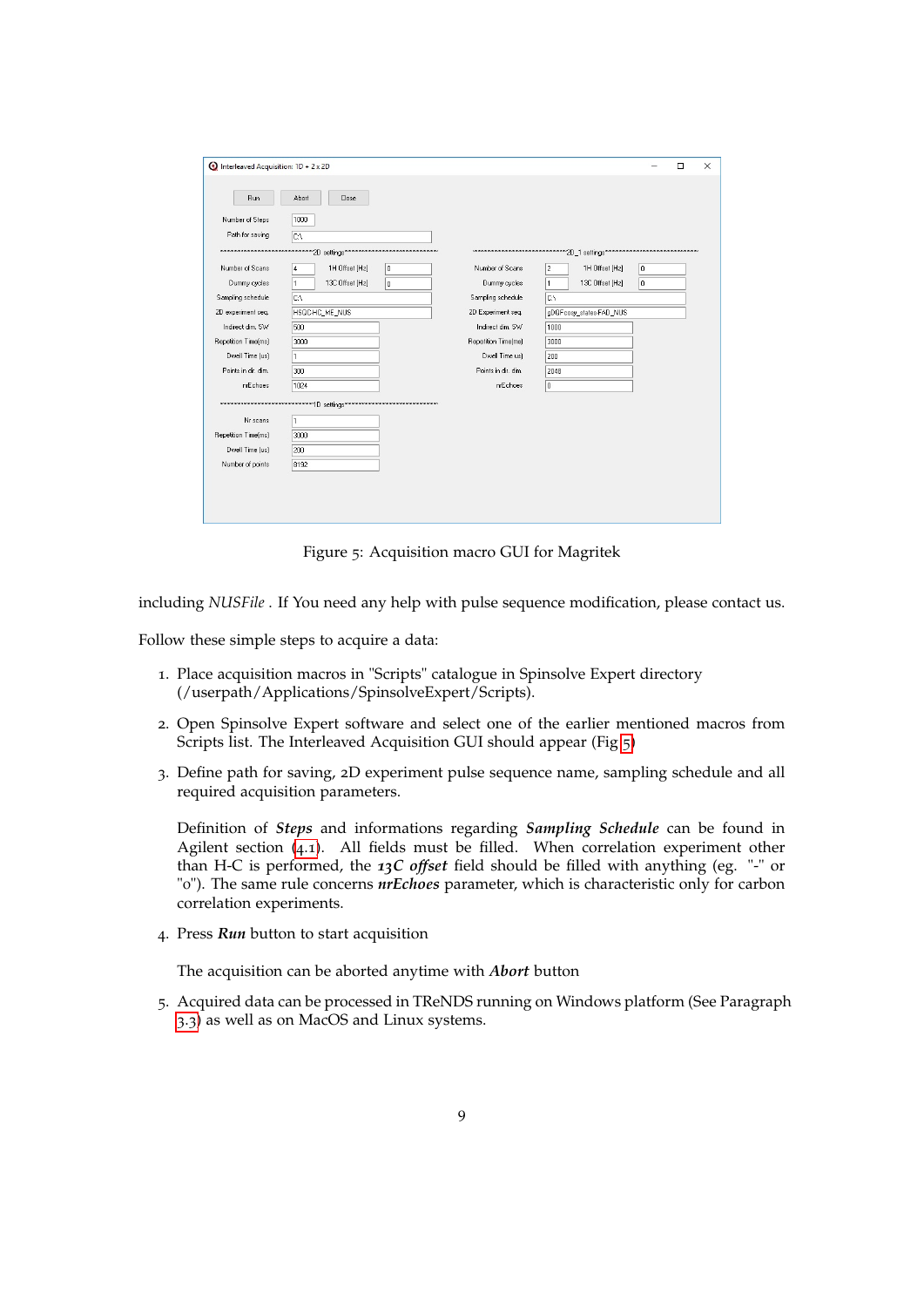Figure 5: Acquisition macro GUI for Magritek

including *NUSFile* . If You need any help with pulse sequence modification, please contact us.

Follow these simple steps to acquire a data:

1. Place acquisition macros in "Scripts" catalogue in Spinsolve Expert directory (/userpath/Applications/SpinsolveExpert/Scripts).

2. Open Spinsolve Expert software and select one of the earlier mentioned macros from Scripts list. The Interleaved Acquisition GUI should appear (Fig 5)

3. Define path for saving, 2D experiment pulse sequence name, sampling schedule and all required acquisition parameters.

   Definition of ***Steps*** and informations regarding ***Sampling Schedule*** can be found in Agilent section (4.1). All fields must be filled. When correlation experiment other than H-C is performed, the ***13C offset*** field should be filled with anything (eg. "-" or "0"). The same rule concerns ***nrEchoes*** parameter, which is characteristic only for carbon correlation experiments.

4. Press ***Run*** button to start acquisition

   The acquisition can be aborted anytime with ***Abort*** button

5. Acquired data can be processed in TReNDS running on Windows platform (See Paragraph 3.3) as well as on MacOS and Linux systems.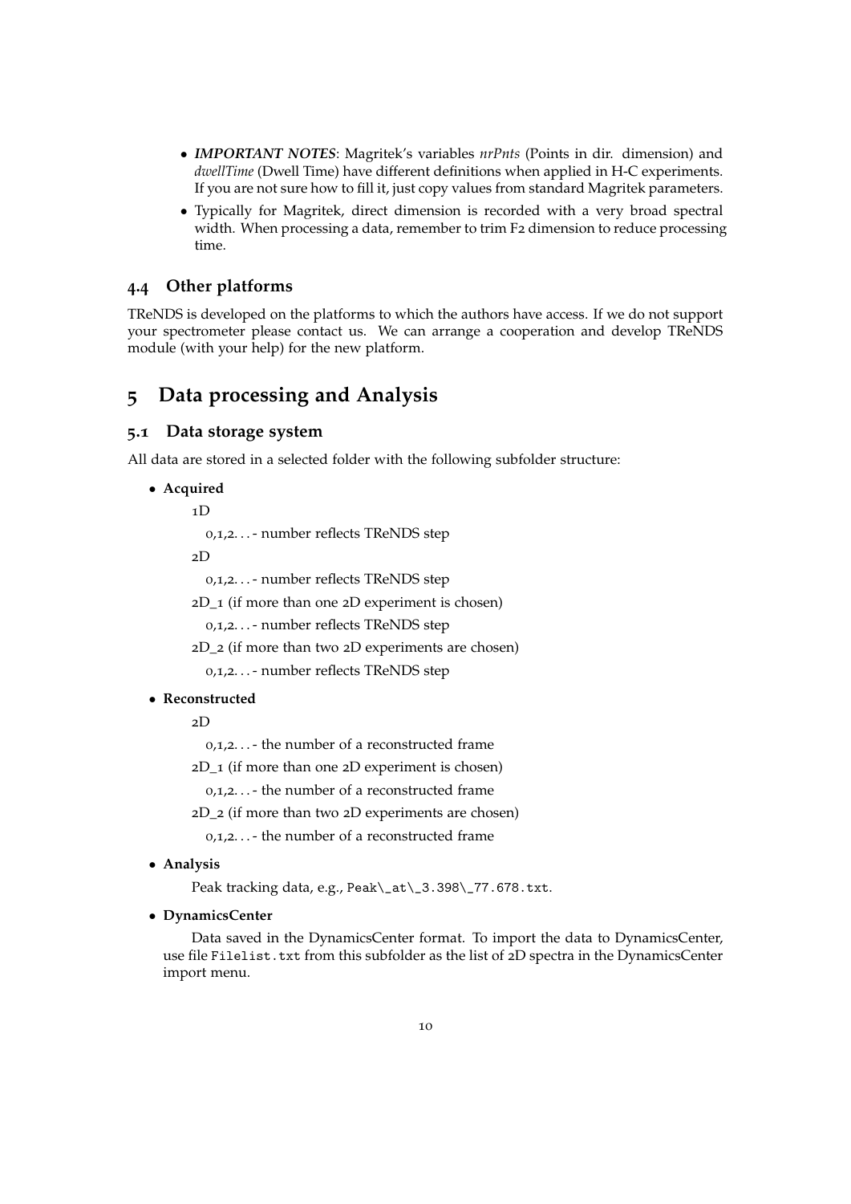- ***IMPORTANT NOTES***: Magritek's variables *nrPnts* (Points in dir. dimension) and *dwellTime* (Dwell Time) have different definitions when applied in H-C experiments. If you are not sure how to fill it, just copy values from standard Magritek parameters.
- Typically for Magritek, direct dimension is recorded with a very broad spectral width. When processing a data, remember to trim F2 dimension to reduce processing time.

### 4.4 Other platforms

TReNDS is developed on the platforms to which the authors have access. If we do not support your spectrometer please contact us. We can arrange a cooperation and develop TReNDS module (with your help) for the new platform.

## 5 Data processing and Analysis

### 5.1 Data storage system

All data are stored in a selected folder with the following subfolder structure:

- **Acquired**

  1D

    0,1,2. . . - number reflects TReNDS step

  2D

    0,1,2. . . - number reflects TReNDS step

  2D_1 (if more than one 2D experiment is chosen)

    0,1,2. . . - number reflects TReNDS step

  2D_2 (if more than two 2D experiments are chosen)

    0,1,2. . . - number reflects TReNDS step

- **Reconstructed**

  2D

    0,1,2. . . - the number of a reconstructed frame

  2D_1 (if more than one 2D experiment is chosen)

    0,1,2. . . - the number of a reconstructed frame

  2D_2 (if more than two 2D experiments are chosen)

    0,1,2. . . - the number of a reconstructed frame

- **Analysis**

  Peak tracking data, e.g., `Peak\_at\_3.398\_77.678.txt`.

- **DynamicsCenter**

  Data saved in the DynamicsCenter format. To import the data to DynamicsCenter, use file `Filelist.txt` from this subfolder as the list of 2D spectra in the DynamicsCenter import menu.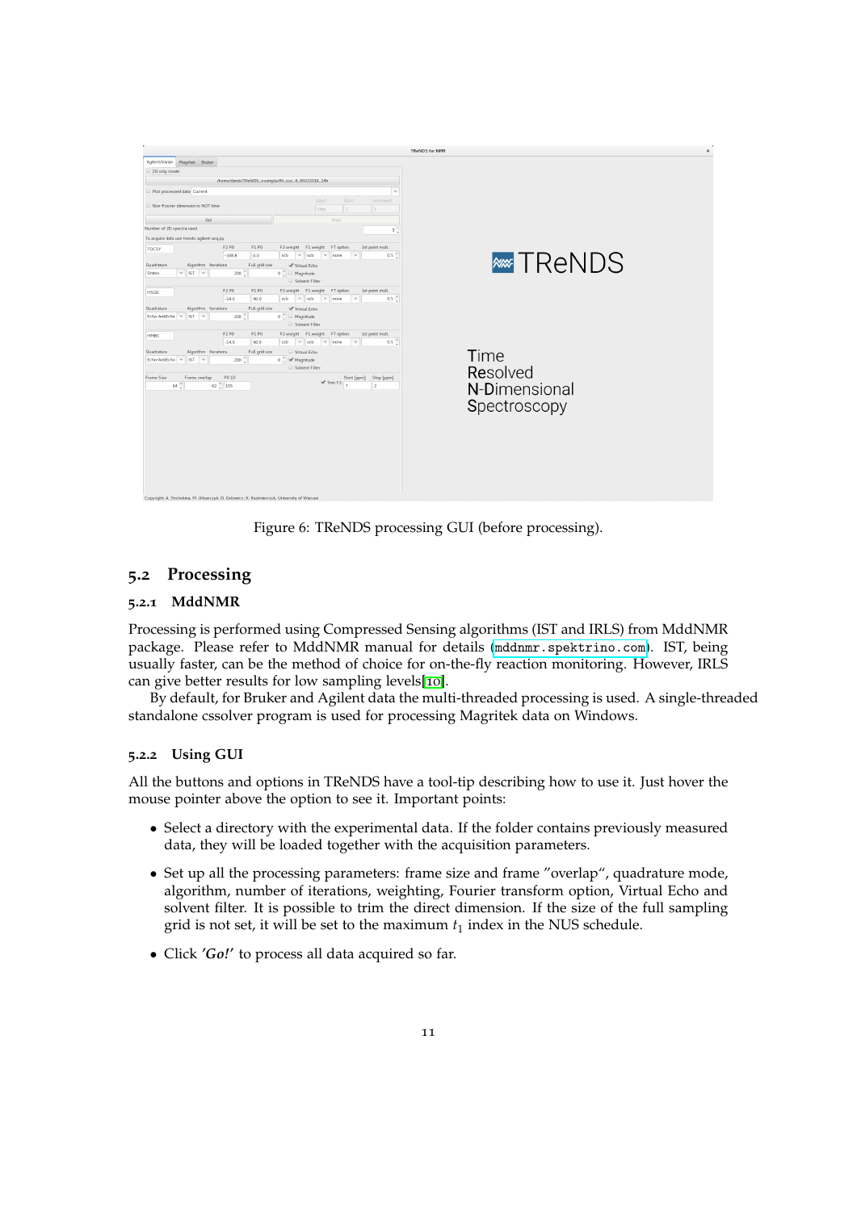Figure 6: TReNDS processing GUI (before processing).

## 5.2 Processing

### 5.2.1 MddNMR

Processing is performed using Compressed Sensing algorithms (IST and IRLS) from MddNMR package. Please refer to MddNMR manual for details (mddnmr.spektrino.com). IST, being usually faster, can be the method of choice for on-the-fly reaction monitoring. However, IRLS can give better results for low sampling levels[10].

By default, for Bruker and Agilent data the multi-threaded processing is used. A single-threaded standalone cssolver program is used for processing Magritek data on Windows.

### 5.2.2 Using GUI

All the buttons and options in TReNDS have a tool-tip describing how to use it. Just hover the mouse pointer above the option to see it. Important points:

- Select a directory with the experimental data. If the folder contains previously measured data, they will be loaded together with the acquisition parameters.
- Set up all the processing parameters: frame size and frame "overlap", quadrature mode, algorithm, number of iterations, weighting, Fourier transform option, Virtual Echo and solvent filter. It is possible to trim the direct dimension. If the size of the full sampling grid is not set, it will be set to the maximum $t_1$ index in the NUS schedule.
- Click *'Go!'* to process all data acquired so far.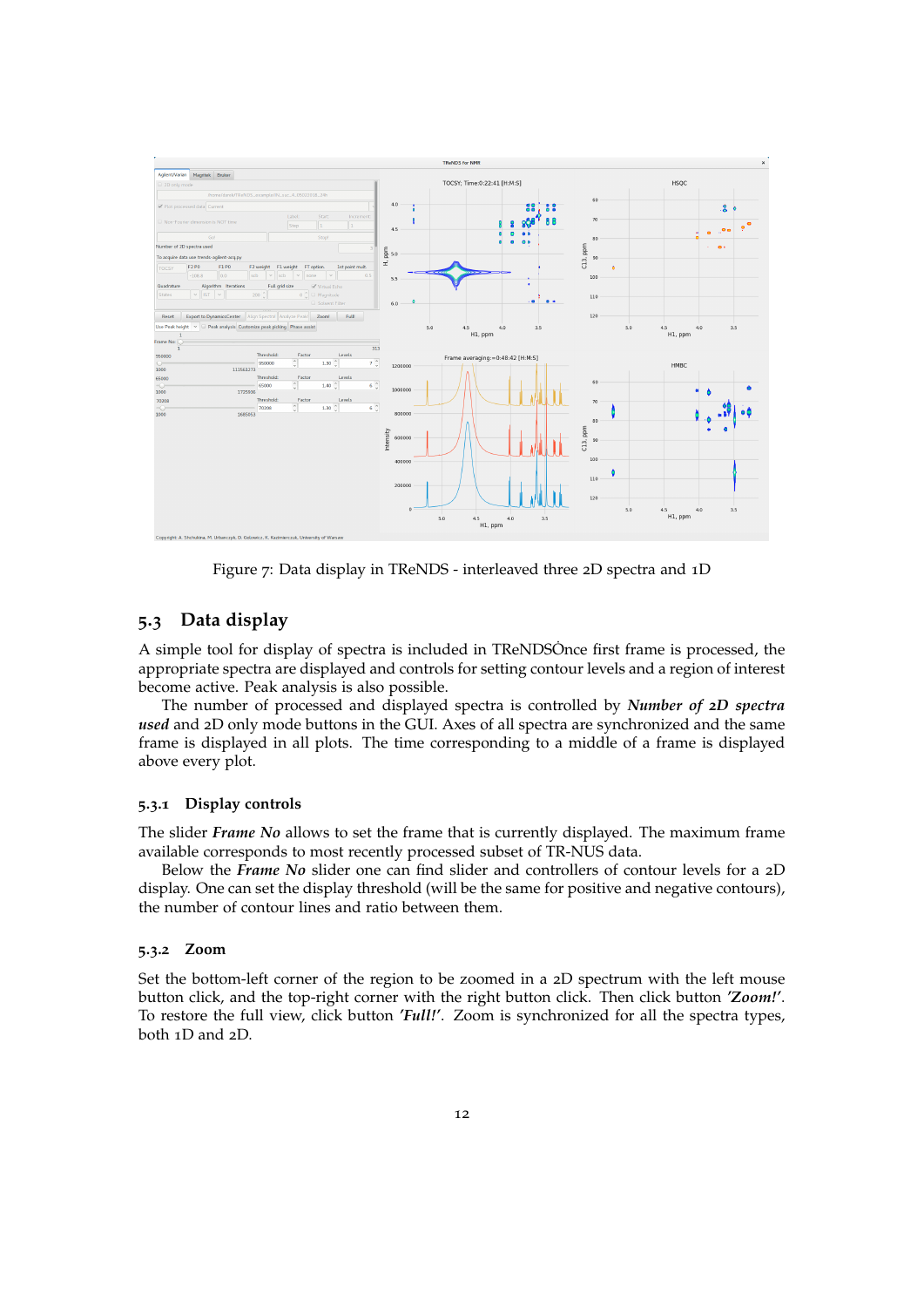Figure 7: Data display in TReNDS - interleaved three 2D spectra and 1D

## 5.3 Data display

A simple tool for display of spectra is included in TReNDSÓnce first frame is processed, the appropriate spectra are displayed and controls for setting contour levels and a region of interest become active. Peak analysis is also possible.

The number of processed and displayed spectra is controlled by ***Number of 2D spectra used*** and 2D only mode buttons in the GUI. Axes of all spectra are synchronized and the same frame is displayed in all plots. The time corresponding to a middle of a frame is displayed above every plot.

### 5.3.1 Display controls

The slider ***Frame No*** allows to set the frame that is currently displayed. The maximum frame available corresponds to most recently processed subset of TR-NUS data.

Below the ***Frame No*** slider one can find slider and controllers of contour levels for a 2D display. One can set the display threshold (will be the same for positive and negative contours), the number of contour lines and ratio between them.

### 5.3.2 Zoom

Set the bottom-left corner of the region to be zoomed in a 2D spectrum with the left mouse button click, and the top-right corner with the right button click. Then click button ***'Zoom!'***. To restore the full view, click button ***'Full!'***. Zoom is synchronized for all the spectra types, both 1D and 2D.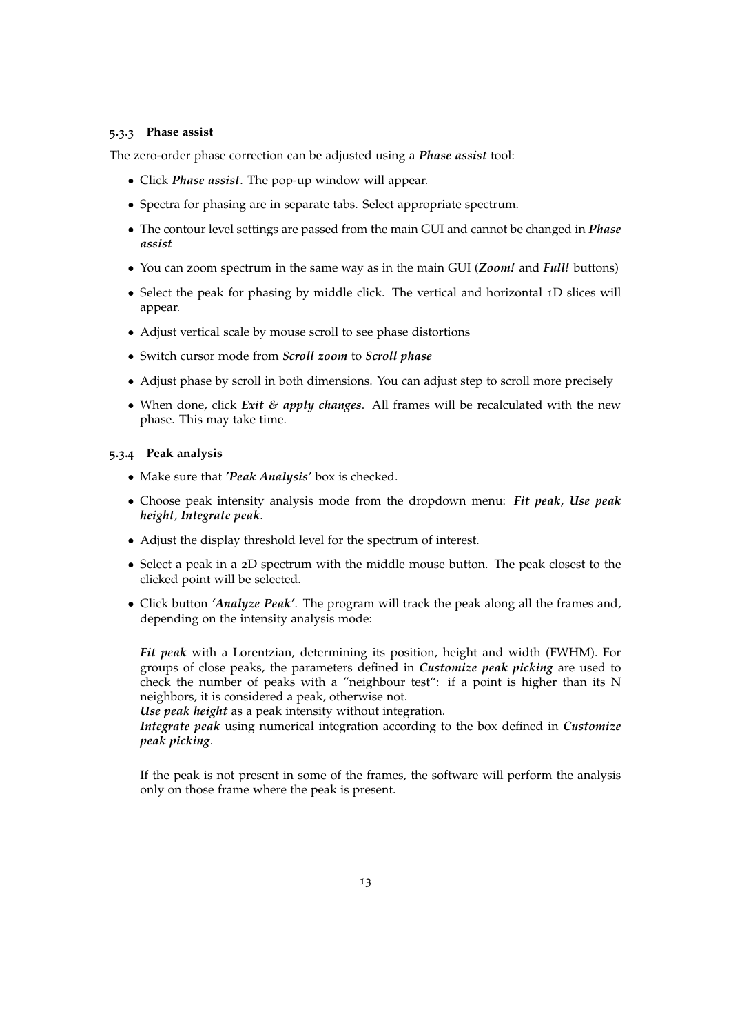### 5.3.3 Phase assist

The zero-order phase correction can be adjusted using a ***Phase assist*** tool:

- Click ***Phase assist***. The pop-up window will appear.
- Spectra for phasing are in separate tabs. Select appropriate spectrum.
- The contour level settings are passed from the main GUI and cannot be changed in ***Phase assist***
- You can zoom spectrum in the same way as in the main GUI (***Zoom!*** and ***Full!*** buttons)
- Select the peak for phasing by middle click. The vertical and horizontal 1D slices will appear.
- Adjust vertical scale by mouse scroll to see phase distortions
- Switch cursor mode from ***Scroll zoom*** to ***Scroll phase***
- Adjust phase by scroll in both dimensions. You can adjust step to scroll more precisely
- When done, click ***Exit & apply changes***. All frames will be recalculated with the new phase. This may take time.

### 5.3.4 Peak analysis

- Make sure that ***'Peak Analysis'*** box is checked.
- Choose peak intensity analysis mode from the dropdown menu: ***Fit peak***, ***Use peak height***, ***Integrate peak***.
- Adjust the display threshold level for the spectrum of interest.
- Select a peak in a 2D spectrum with the middle mouse button. The peak closest to the clicked point will be selected.
- Click button ***'Analyze Peak'***. The program will track the peak along all the frames and, depending on the intensity analysis mode:

  ***Fit peak*** with a Lorentzian, determining its position, height and width (FWHM). For groups of close peaks, the parameters defined in ***Customize peak picking*** are used to check the number of peaks with a "neighbour test": if a point is higher than its N neighbors, it is considered a peak, otherwise not.
  ***Use peak height*** as a peak intensity without integration.
  ***Integrate peak*** using numerical integration according to the box defined in ***Customize peak picking***.

  If the peak is not present in some of the frames, the software will perform the analysis only on those frame where the peak is present.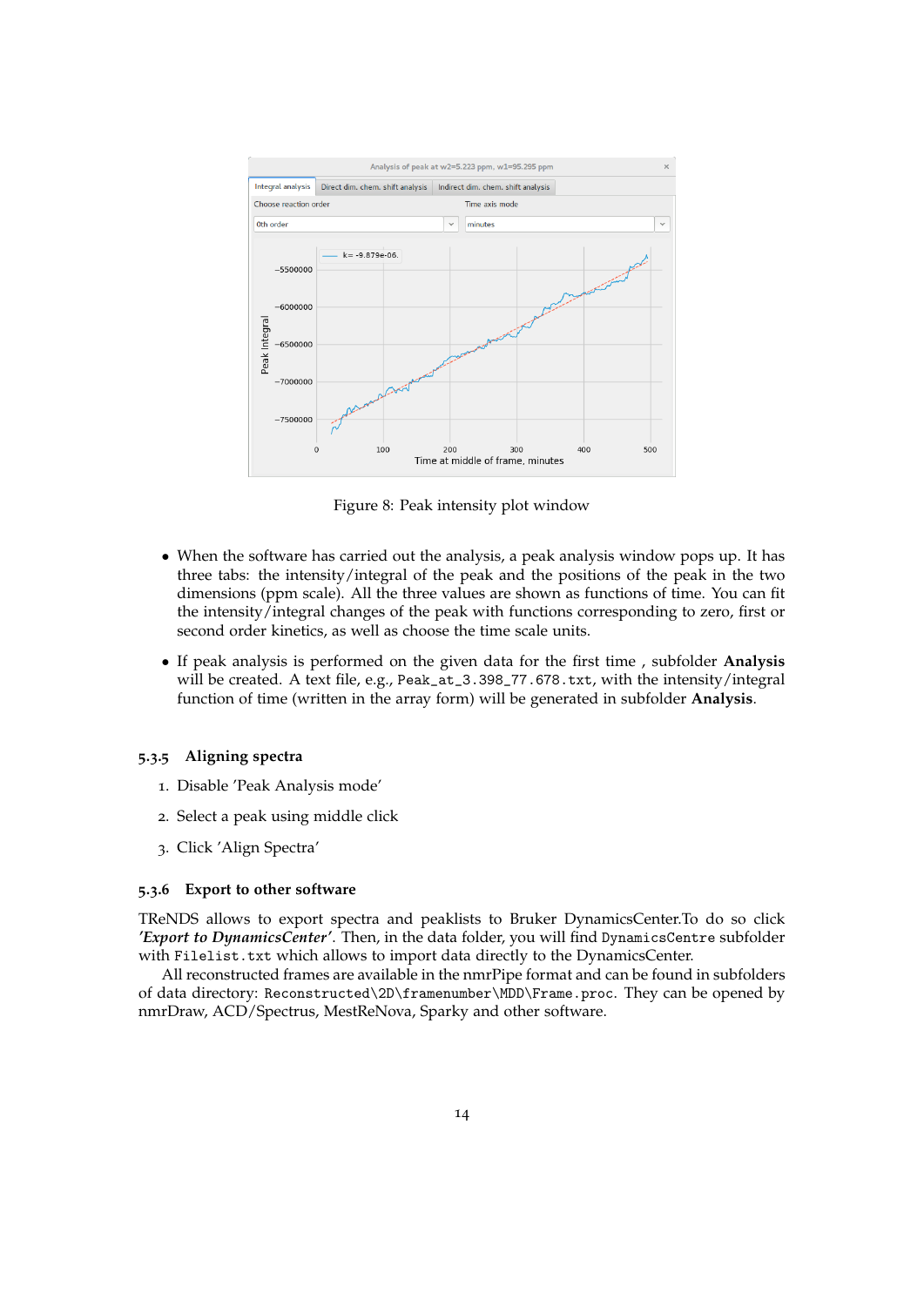Figure 8: Peak intensity plot window

- When the software has carried out the analysis, a peak analysis window pops up. It has three tabs: the intensity/integral of the peak and the positions of the peak in the two dimensions (ppm scale). All the three values are shown as functions of time. You can fit the intensity/integral changes of the peak with functions corresponding to zero, first or second order kinetics, as well as choose the time scale units.
- If peak analysis is performed on the given data for the first time , subfolder **Analysis** will be created. A text file, e.g., `Peak_at_3.398_77.678.txt`, with the intensity/integral function of time (written in the array form) will be generated in subfolder **Analysis**.

### 5.3.5 Aligning spectra

1. Disable 'Peak Analysis mode'
2. Select a peak using middle click
3. Click 'Align Spectra'

### 5.3.6 Export to other software

TReNDS allows to export spectra and peaklists to Bruker DynamicsCenter.To do so click ***'Export to DynamicsCenter'***. Then, in the data folder, you will find `DynamicsCentre` subfolder with `Filelist.txt` which allows to import data directly to the DynamicsCenter.

All reconstructed frames are available in the nmrPipe format and can be found in subfolders of data directory: `Reconstructed\2D\framenumber\MDD\Frame.proc`. They can be opened by nmrDraw, ACD/Spectrus, MestReNova, Sparky and other software.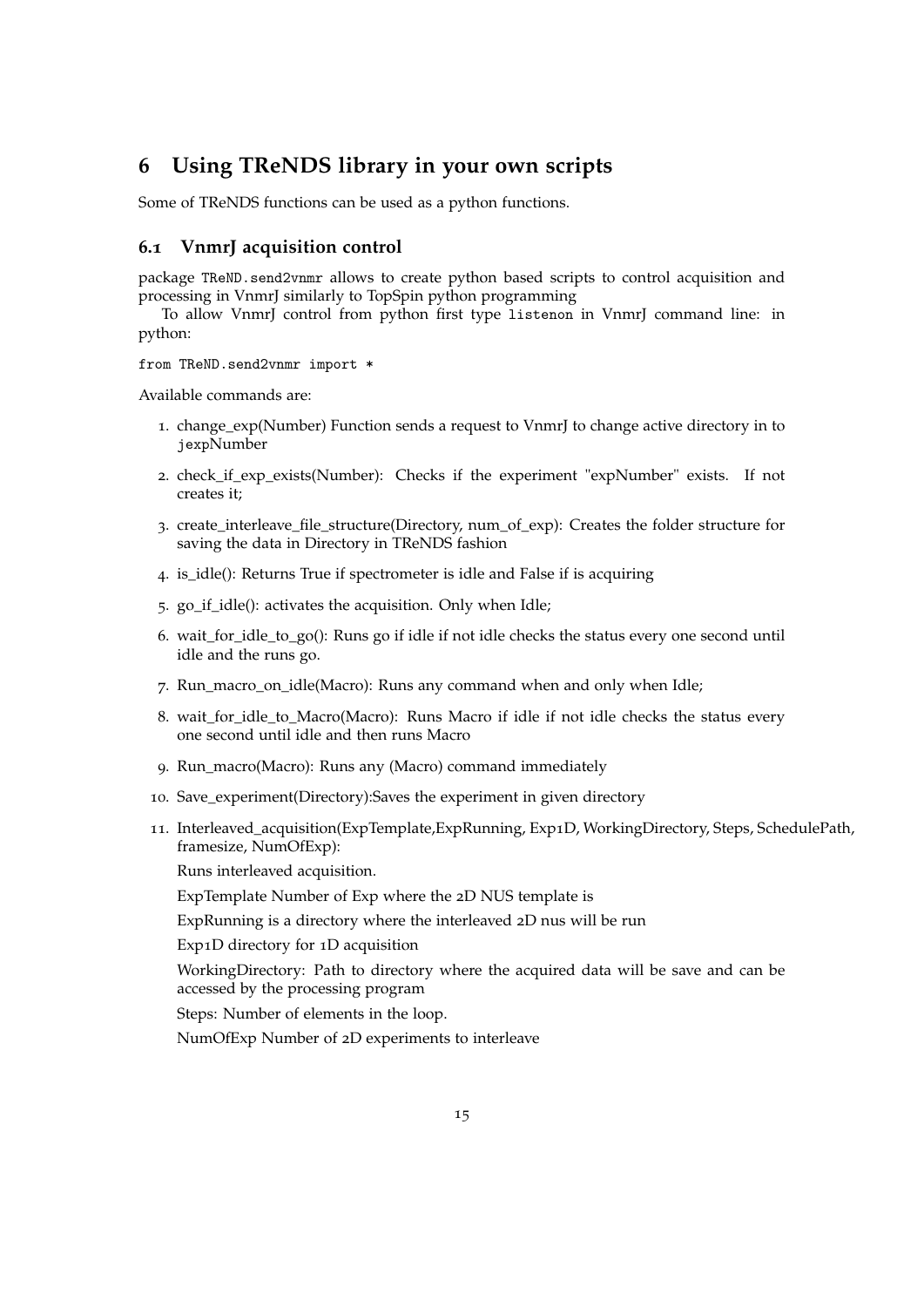# 6 Using TReNDS library in your own scripts

Some of TReNDS functions can be used as a python functions.

## 6.1 VnmrJ acquisition control

package `TReND.send2vnmr` allows to create python based scripts to control acquisition and processing in VnmrJ similarly to TopSpin python programming

To allow VnmrJ control from python first type `listenon` in VnmrJ command line: in python:

```
from TReND.send2vnmr import *
```

Available commands are:

1. change_exp(Number) Function sends a request to VnmrJ to change active directory in to `jexp`Number
2. check_if_exp_exists(Number): Checks if the experiment "expNumber" exists. If not creates it;
3. create_interleave_file_structure(Directory, num_of_exp): Creates the folder structure for saving the data in Directory in TReNDS fashion
4. is_idle(): Returns True if spectrometer is idle and False if is acquiring
5. go_if_idle(): activates the acquisition. Only when Idle;
6. wait_for_idle_to_go(): Runs go if idle if not idle checks the status every one second until idle and the runs go.
7. Run_macro_on_idle(Macro): Runs any command when and only when Idle;
8. wait_for_idle_to_Macro(Macro): Runs Macro if idle if not idle checks the status every one second until idle and then runs Macro
9. Run_macro(Macro): Runs any (Macro) command immediately
10. Save_experiment(Directory):Saves the experiment in given directory
11. Interleaved_acquisition(ExpTemplate,ExpRunning, Exp1D, WorkingDirectory, Steps, SchedulePath, framesize, NumOfExp):

    Runs interleaved acquisition.

    ExpTemplate Number of Exp where the 2D NUS template is

    ExpRunning is a directory where the interleaved 2D nus will be run

    Exp1D directory for 1D acquisition

    WorkingDirectory: Path to directory where the acquired data will be save and can be accessed by the processing program

    Steps: Number of elements in the loop.

    NumOfExp Number of 2D experiments to interleave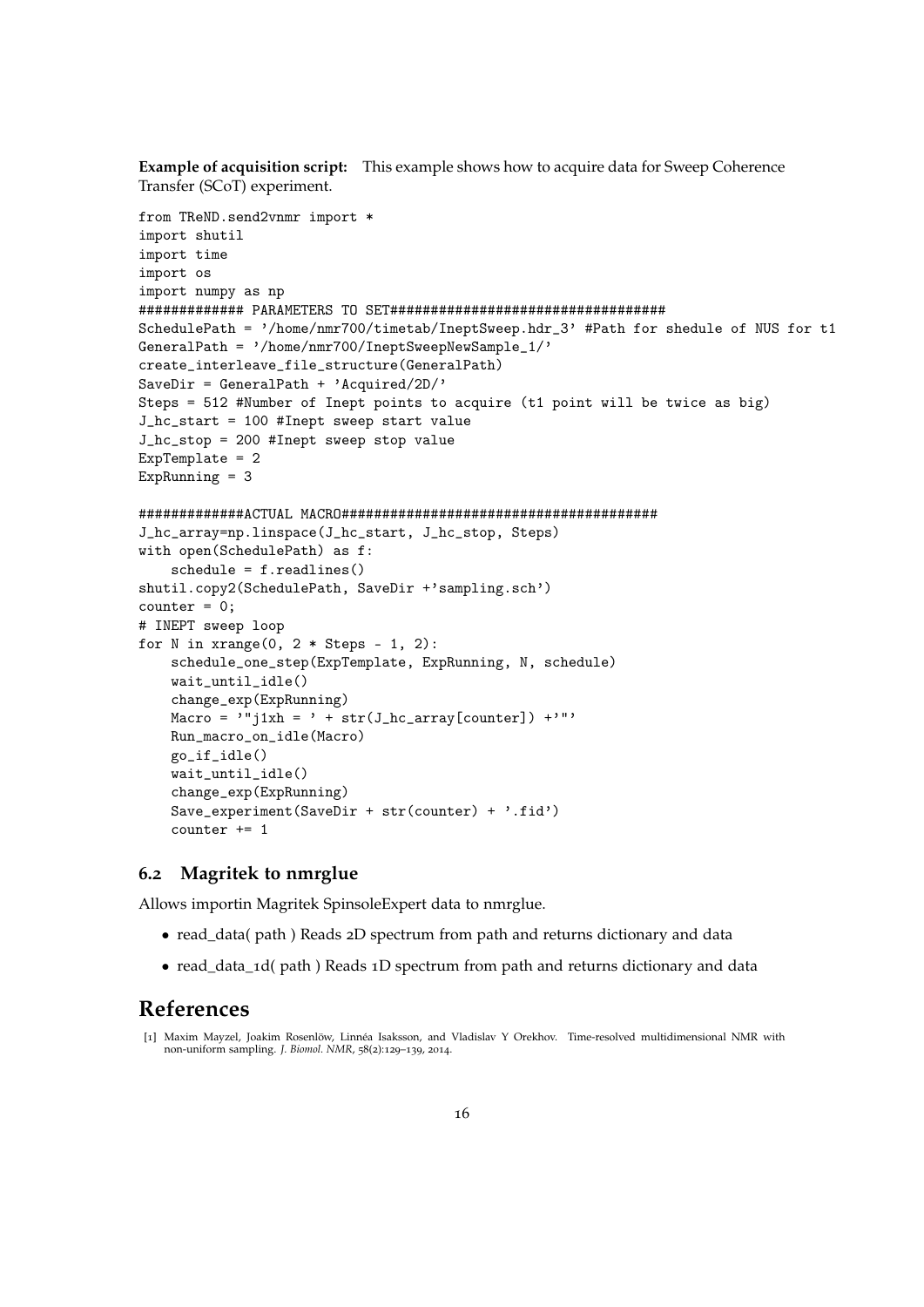**Example of acquisition script:** This example shows how to acquire data for Sweep Coherence Transfer (SCoT) experiment.

```
from TReND.send2vnmr import *
import shutil
import time
import os
import numpy as np
############# PARAMETERS TO SET##################################
SchedulePath = '/home/nmr700/timetab/IneptSweep.hdr_3' #Path for shedule of NUS for t1
GeneralPath = '/home/nmr700/IneptSweepNewSample_1/'
create_interleave_file_structure(GeneralPath)
SaveDir = GeneralPath + 'Acquired/2D/'
Steps = 512 #Number of Inept points to acquire (t1 point will be twice as big)
J_hc_start = 100 #Inept sweep start value
J_hc_stop = 200 #Inept sweep stop value
ExpTemplate = 2
ExpRunning = 3

#############ACTUAL MACRO#######################################
J_hc_array=np.linspace(J_hc_start, J_hc_stop, Steps)
with open(SchedulePath) as f:
    schedule = f.readlines()
shutil.copy2(SchedulePath, SaveDir +'sampling.sch')
counter = 0;
# INEPT sweep loop
for N in xrange(0, 2 * Steps - 1, 2):
    schedule_one_step(ExpTemplate, ExpRunning, N, schedule)
    wait_until_idle()
    change_exp(ExpRunning)
    Macro = '"j1xh = ' + str(J_hc_array[counter]) +'"'
    Run_macro_on_idle(Macro)
    go_if_idle()
    wait_until_idle()
    change_exp(ExpRunning)
    Save_experiment(SaveDir + str(counter) + '.fid')
    counter += 1
```

## 6.2 Magritek to nmrglue

Allows importin Magritek SpinsoleExpert data to nmrglue.

- read_data( path ) Reads 2D spectrum from path and returns dictionary and data
- read_data_1d( path ) Reads 1D spectrum from path and returns dictionary and data

# References

[1] Maxim Mayzel, Joakim Rosenlöw, Linnéa Isaksson, and Vladislav Y Orekhov. Time-resolved multidimensional NMR with non-uniform sampling. *J. Biomol. NMR*, 58(2):129–139, 2014.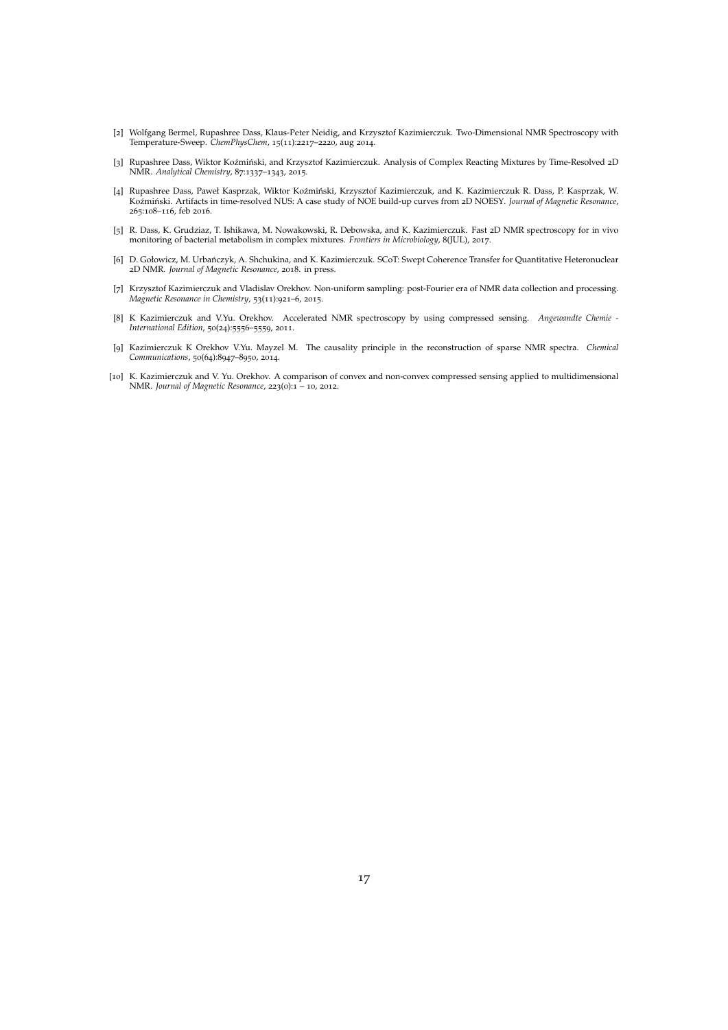[2] Wolfgang Bermel, Rupashree Dass, Klaus-Peter Neidig, and Krzysztof Kazimierczuk. Two-Dimensional NMR Spectroscopy with Temperature-Sweep. *ChemPhysChem*, 15(11):2217–2220, aug 2014.

[3] Rupashree Dass, Wiktor Koźmiński, and Krzysztof Kazimierczuk. Analysis of Complex Reacting Mixtures by Time-Resolved 2D NMR. *Analytical Chemistry*, 87:1337–1343, 2015.

[4] Rupashree Dass, Paweł Kasprzak, Wiktor Koźmiński, Krzysztof Kazimierczuk, and K. Kazimierczuk R. Dass, P. Kasprzak, W. Koźmiński. Artifacts in time-resolved NUS: A case study of NOE build-up curves from 2D NOESY. *Journal of Magnetic Resonance*, 265:108–116, feb 2016.

[5] R. Dass, K. Grudziaz, T. Ishikawa, M. Nowakowski, R. Debowska, and K. Kazimierczuk. Fast 2D NMR spectroscopy for in vivo monitoring of bacterial metabolism in complex mixtures. *Frontiers in Microbiology*, 8(JUL), 2017.

[6] D. Gołowicz, M. Urbańczyk, A. Shchukina, and K. Kazimierczuk. SCoT: Swept Coherence Transfer for Quantitative Heteronuclear 2D NMR. *Journal of Magnetic Resonance*, 2018. in press.

[7] Krzysztof Kazimierczuk and Vladislav Orekhov. Non-uniform sampling: post-Fourier era of NMR data collection and processing. *Magnetic Resonance in Chemistry*, 53(11):921–6, 2015.

[8] K Kazimierczuk and V.Yu. Orekhov. Accelerated NMR spectroscopy by using compressed sensing. *Angewandte Chemie - International Edition*, 50(24):5556–5559, 2011.

[9] Kazimierczuk K Orekhov V.Yu. Mayzel M. The causality principle in the reconstruction of sparse NMR spectra. *Chemical Communications*, 50(64):8947–8950, 2014.

[10] K. Kazimierczuk and V. Yu. Orekhov. A comparison of convex and non-convex compressed sensing applied to multidimensional NMR. *Journal of Magnetic Resonance*, 223(0):1 – 10, 2012.